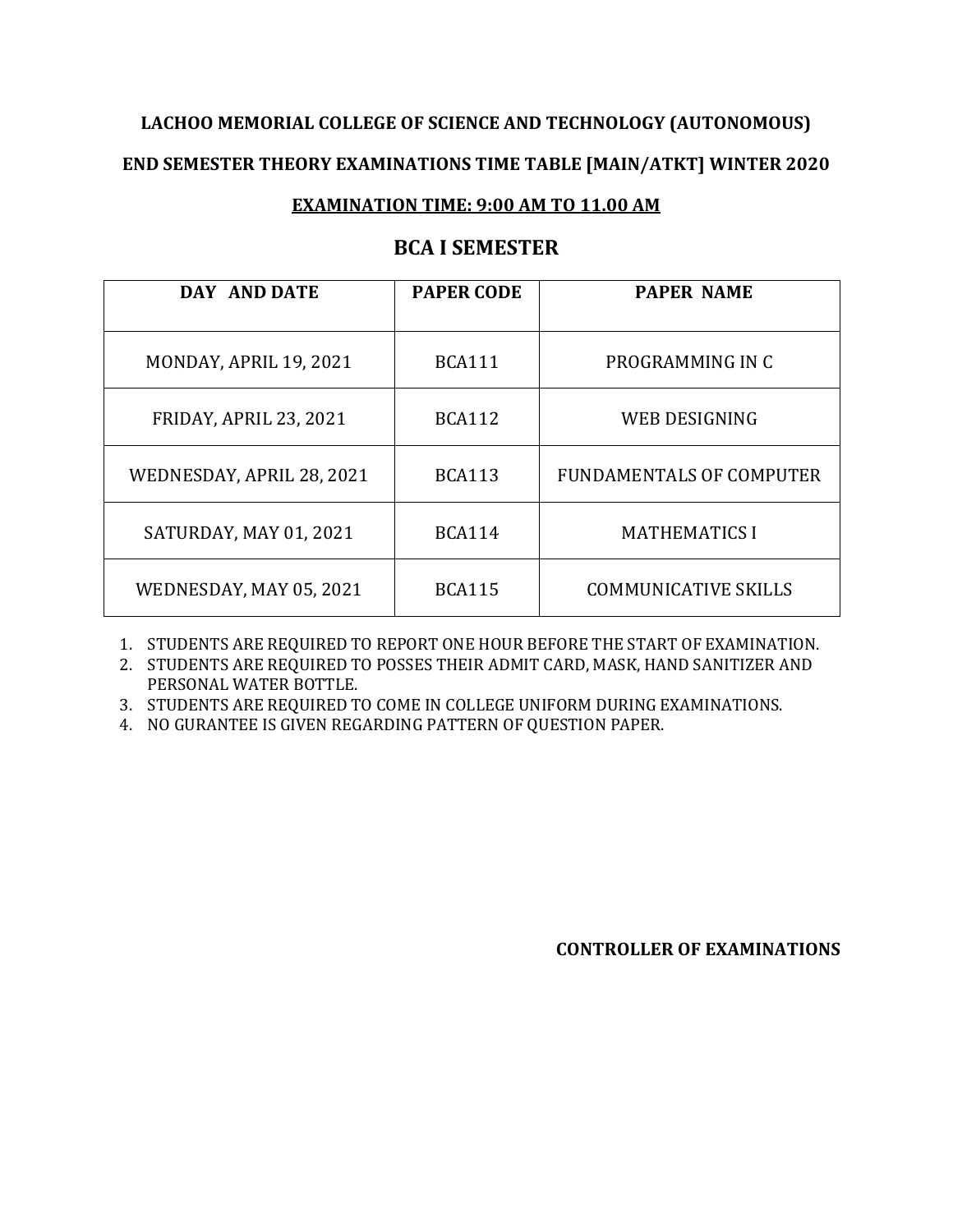**LACHOO MEMORIAL COLLEGE OF SCIENCE AND TECHNOLOGY (AUTONOMOUS)**

**END SEMESTER THEORY EXAMINATIONS TIME TABLE [MAIN/ATKT] WINTER 2020**

**EXAMINATION TIME: 9:00 AM TO 11.00 AM**

## BCA I SEMESTER

| DAY AND DATE | PAPER CODE | PAPER NAME |
|---|---|---|
| MONDAY, APRIL 19, 2021 | BCA111 | PROGRAMMING IN C |
| FRIDAY, APRIL 23, 2021 | BCA112 | WEB DESIGNING |
| WEDNESDAY, APRIL 28, 2021 | BCA113 | FUNDAMENTALS OF COMPUTER |
| SATURDAY, MAY 01, 2021 | BCA114 | MATHEMATICS I |
| WEDNESDAY, MAY 05, 2021 | BCA115 | COMMUNICATIVE SKILLS |

1. STUDENTS ARE REQUIRED TO REPORT ONE HOUR BEFORE THE START OF EXAMINATION.
2. STUDENTS ARE REQUIRED TO POSSES THEIR ADMIT CARD, MASK, HAND SANITIZER AND PERSONAL WATER BOTTLE.
3. STUDENTS ARE REQUIRED TO COME IN COLLEGE UNIFORM DURING EXAMINATIONS.
4. NO GURANTEE IS GIVEN REGARDING PATTERN OF QUESTION PAPER.

**CONTROLLER OF EXAMINATIONS**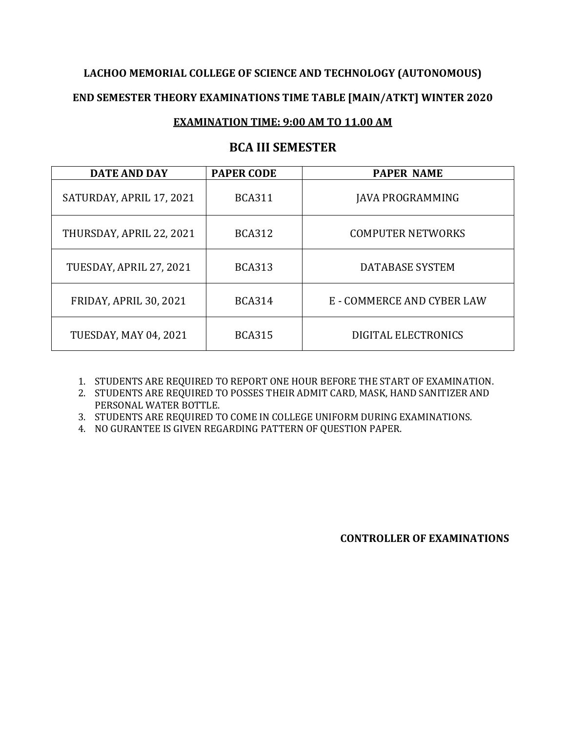**LACHOO MEMORIAL COLLEGE OF SCIENCE AND TECHNOLOGY (AUTONOMOUS)**

**END SEMESTER THEORY EXAMINATIONS TIME TABLE [MAIN/ATKT] WINTER 2020**

**EXAMINATION TIME: 9:00 AM TO 11.00 AM**

## BCA III SEMESTER

| DATE AND DAY | PAPER CODE | PAPER NAME |
|---|---|---|
| SATURDAY, APRIL 17, 2021 | BCA311 | JAVA PROGRAMMING |
| THURSDAY, APRIL 22, 2021 | BCA312 | COMPUTER NETWORKS |
| TUESDAY, APRIL 27, 2021 | BCA313 | DATABASE SYSTEM |
| FRIDAY, APRIL 30, 2021 | BCA314 | E - COMMERCE AND CYBER LAW |
| TUESDAY, MAY 04, 2021 | BCA315 | DIGITAL ELECTRONICS |

1. STUDENTS ARE REQUIRED TO REPORT ONE HOUR BEFORE THE START OF EXAMINATION.
2. STUDENTS ARE REQUIRED TO POSSES THEIR ADMIT CARD, MASK, HAND SANITIZER AND PERSONAL WATER BOTTLE.
3. STUDENTS ARE REQUIRED TO COME IN COLLEGE UNIFORM DURING EXAMINATIONS.
4. NO GURANTEE IS GIVEN REGARDING PATTERN OF QUESTION PAPER.

**CONTROLLER OF EXAMINATIONS**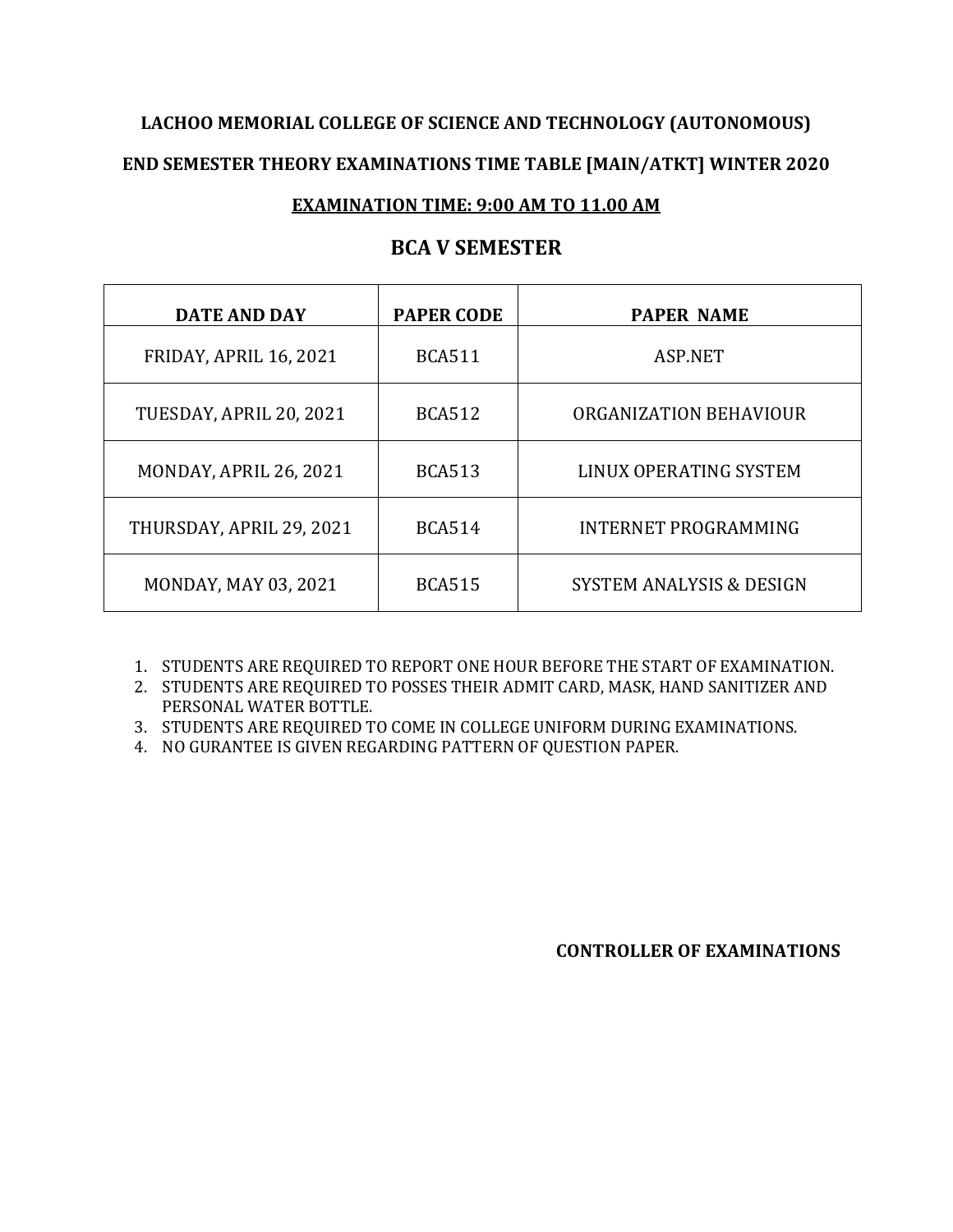**LACHOO MEMORIAL COLLEGE OF SCIENCE AND TECHNOLOGY (AUTONOMOUS)**

**END SEMESTER THEORY EXAMINATIONS TIME TABLE [MAIN/ATKT] WINTER 2020**

**EXAMINATION TIME: 9:00 AM TO 11.00 AM**

## BCA V SEMESTER

| DATE AND DAY | PAPER CODE | PAPER NAME |
|---|---|---|
| FRIDAY, APRIL 16, 2021 | BCA511 | ASP.NET |
| TUESDAY, APRIL 20, 2021 | BCA512 | ORGANIZATION BEHAVIOUR |
| MONDAY, APRIL 26, 2021 | BCA513 | LINUX OPERATING SYSTEM |
| THURSDAY, APRIL 29, 2021 | BCA514 | INTERNET PROGRAMMING |
| MONDAY, MAY 03, 2021 | BCA515 | SYSTEM ANALYSIS & DESIGN |

1. STUDENTS ARE REQUIRED TO REPORT ONE HOUR BEFORE THE START OF EXAMINATION.
2. STUDENTS ARE REQUIRED TO POSSES THEIR ADMIT CARD, MASK, HAND SANITIZER AND PERSONAL WATER BOTTLE.
3. STUDENTS ARE REQUIRED TO COME IN COLLEGE UNIFORM DURING EXAMINATIONS.
4. NO GURANTEE IS GIVEN REGARDING PATTERN OF QUESTION PAPER.

**CONTROLLER OF EXAMINATIONS**